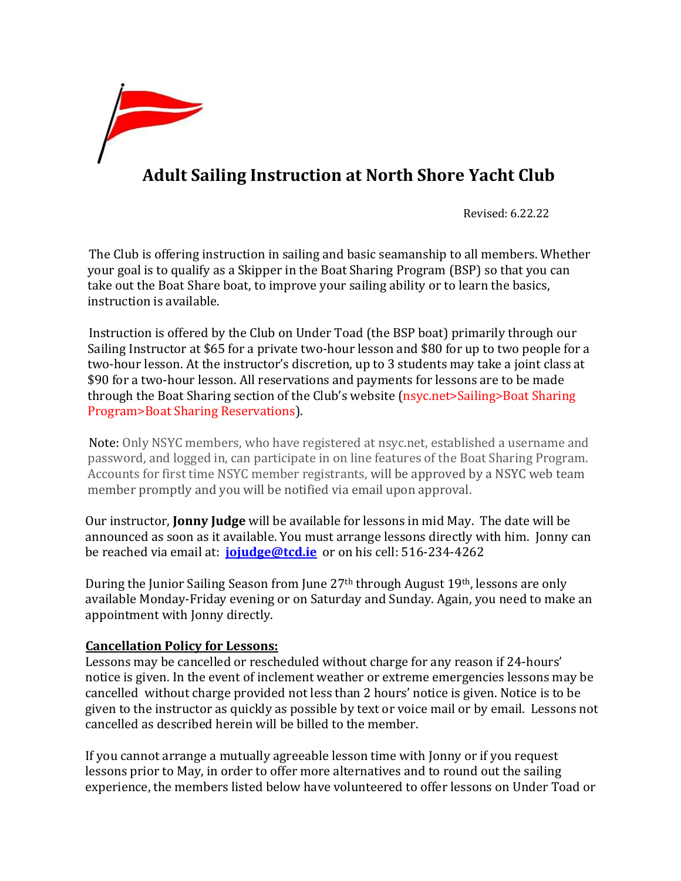# Adult Sailing Instruction at North Shore Yacht Club

Revised: 6.22.22

The Club is offering instruction in sailing and basic seamanship to all members. Whether your goal is to qualify as a Skipper in the Boat Sharing Program (BSP) so that you can take out the Boat Share boat, to improve your sailing ability or to learn the basics, instruction is available.

Instruction is offered by the Club on Under Toad (the BSP boat) primarily through our Sailing Instructor at $65 for a private two-hour lesson and $80 for up to two people for a two-hour lesson. At the instructor's discretion, up to 3 students may take a joint class at $90 for a two-hour lesson. All reservations and payments for lessons are to be made through the Boat Sharing section of the Club's website (nsyc.net>Sailing>Boat Sharing Program>Boat Sharing Reservations).

Note: Only NSYC members, who have registered at nsyc.net, established a username and password, and logged in, can participate in on line features of the Boat Sharing Program. Accounts for first time NSYC member registrants, will be approved by a NSYC web team member promptly and you will be notified via email upon approval.

Our instructor, **Jonny Judge** will be available for lessons in mid May. The date will be announced as soon as it available. You must arrange lessons directly with him. Jonny can be reached via email at: **jojudge@tcd.ie** or on his cell: 516-234-4262

During the Junior Sailing Season from June 27th through August 19th, lessons are only available Monday-Friday evening or on Saturday and Sunday. Again, you need to make an appointment with Jonny directly.

**Cancellation Policy for Lessons:**
Lessons may be cancelled or rescheduled without charge for any reason if 24-hours' notice is given. In the event of inclement weather or extreme emergencies lessons may be cancelled without charge provided not less than 2 hours' notice is given. Notice is to be given to the instructor as quickly as possible by text or voice mail or by email. Lessons not cancelled as described herein will be billed to the member.

If you cannot arrange a mutually agreeable lesson time with Jonny or if you request lessons prior to May, in order to offer more alternatives and to round out the sailing experience, the members listed below have volunteered to offer lessons on Under Toad or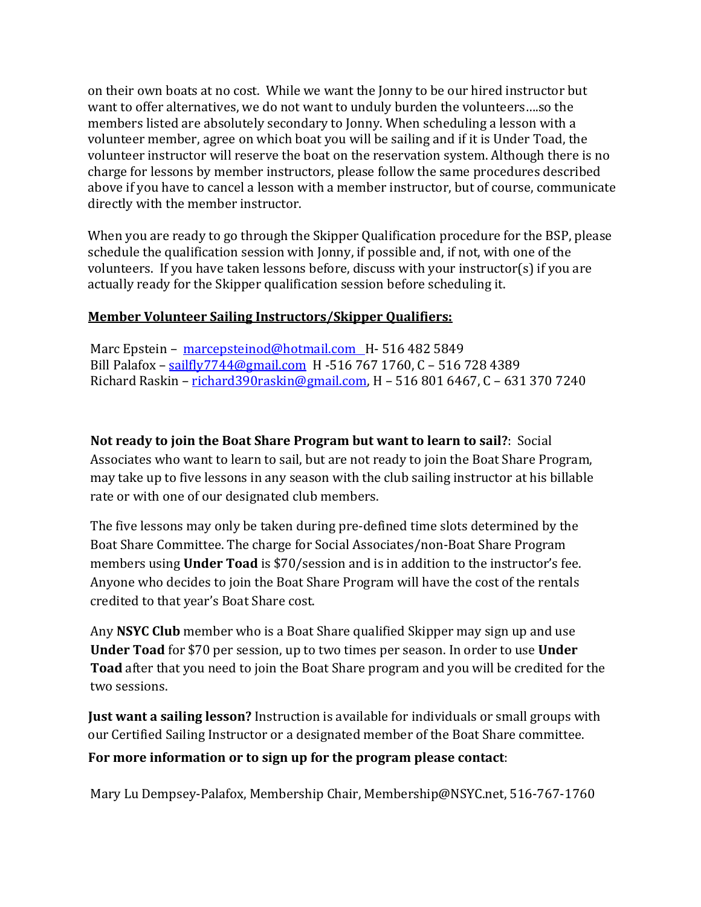on their own boats at no cost. While we want the Jonny to be our hired instructor but want to offer alternatives, we do not want to unduly burden the volunteers….so the members listed are absolutely secondary to Jonny. When scheduling a lesson with a volunteer member, agree on which boat you will be sailing and if it is Under Toad, the volunteer instructor will reserve the boat on the reservation system. Although there is no charge for lessons by member instructors, please follow the same procedures described above if you have to cancel a lesson with a member instructor, but of course, communicate directly with the member instructor.

When you are ready to go through the Skipper Qualification procedure for the BSP, please schedule the qualification session with Jonny, if possible and, if not, with one of the volunteers. If you have taken lessons before, discuss with your instructor(s) if you are actually ready for the Skipper qualification session before scheduling it.

**Member Volunteer Sailing Instructors/Skipper Qualifiers:**

Marc Epstein – marcepsteinod@hotmail.com H- 516 482 5849
Bill Palafox – sailfly7744@gmail.com H -516 767 1760, C – 516 728 4389
Richard Raskin – richard390raskin@gmail.com, H – 516 801 6467, C – 631 370 7240

**Not ready to join the Boat Share Program but want to learn to sail?**: Social Associates who want to learn to sail, but are not ready to join the Boat Share Program, may take up to five lessons in any season with the club sailing instructor at his billable rate or with one of our designated club members.

The five lessons may only be taken during pre-defined time slots determined by the Boat Share Committee. The charge for Social Associates/non-Boat Share Program members using **Under Toad** is $70/session and is in addition to the instructor's fee. Anyone who decides to join the Boat Share Program will have the cost of the rentals credited to that year's Boat Share cost.

Any **NSYC Club** member who is a Boat Share qualified Skipper may sign up and use **Under Toad** for $70 per session, up to two times per season. In order to use **Under Toad** after that you need to join the Boat Share program and you will be credited for the two sessions.

**Just want a sailing lesson?** Instruction is available for individuals or small groups with our Certified Sailing Instructor or a designated member of the Boat Share committee.

**For more information or to sign up for the program please contact**:

Mary Lu Dempsey-Palafox, Membership Chair, Membership@NSYC.net, 516-767-1760